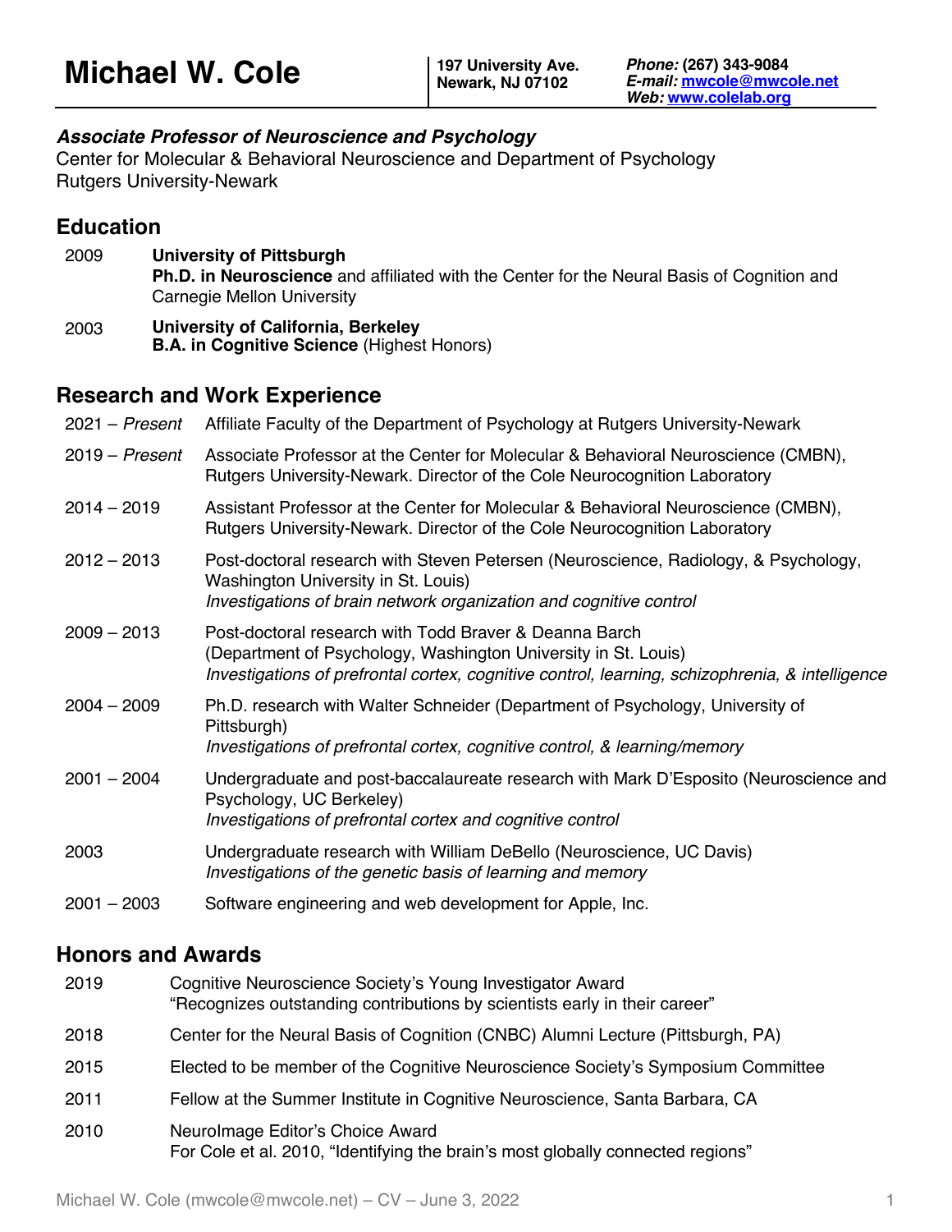# Michael W. Cole

**197 University Ave.**
**Newark, NJ 07102**

***Phone:*** **(267) 343-9084**
***E-mail:*** **mwcole@mwcole.net**
***Web:*** **www.colelab.org**

***Associate Professor of Neuroscience and Psychology***
Center for Molecular & Behavioral Neuroscience and Department of Psychology
Rutgers University-Newark

## Education

2009 — **University of Pittsburgh**
**Ph.D. in Neuroscience** and affiliated with the Center for the Neural Basis of Cognition and Carnegie Mellon University

2003 — **University of California, Berkeley**
**B.A. in Cognitive Science** (Highest Honors)

## Research and Work Experience

2021 – *Present* — Affiliate Faculty of the Department of Psychology at Rutgers University-Newark

2019 – *Present* — Associate Professor at the Center for Molecular & Behavioral Neuroscience (CMBN), Rutgers University-Newark. Director of the Cole Neurocognition Laboratory

2014 – 2019 — Assistant Professor at the Center for Molecular & Behavioral Neuroscience (CMBN), Rutgers University-Newark. Director of the Cole Neurocognition Laboratory

2012 – 2013 — Post-doctoral research with Steven Petersen (Neuroscience, Radiology, & Psychology, Washington University in St. Louis)
*Investigations of brain network organization and cognitive control*

2009 – 2013 — Post-doctoral research with Todd Braver & Deanna Barch (Department of Psychology, Washington University in St. Louis)
*Investigations of prefrontal cortex, cognitive control, learning, schizophrenia, & intelligence*

2004 – 2009 — Ph.D. research with Walter Schneider (Department of Psychology, University of Pittsburgh)
*Investigations of prefrontal cortex, cognitive control, & learning/memory*

2001 – 2004 — Undergraduate and post-baccalaureate research with Mark D'Esposito (Neuroscience and Psychology, UC Berkeley)
*Investigations of prefrontal cortex and cognitive control*

2003 — Undergraduate research with William DeBello (Neuroscience, UC Davis)
*Investigations of the genetic basis of learning and memory*

2001 – 2003 — Software engineering and web development for Apple, Inc.

## Honors and Awards

2019 — Cognitive Neuroscience Society's Young Investigator Award
"Recognizes outstanding contributions by scientists early in their career"

2018 — Center for the Neural Basis of Cognition (CNBC) Alumni Lecture (Pittsburgh, PA)

2015 — Elected to be member of the Cognitive Neuroscience Society's Symposium Committee

2011 — Fellow at the Summer Institute in Cognitive Neuroscience, Santa Barbara, CA

2010 — NeuroImage Editor's Choice Award
For Cole et al. 2010, "Identifying the brain's most globally connected regions"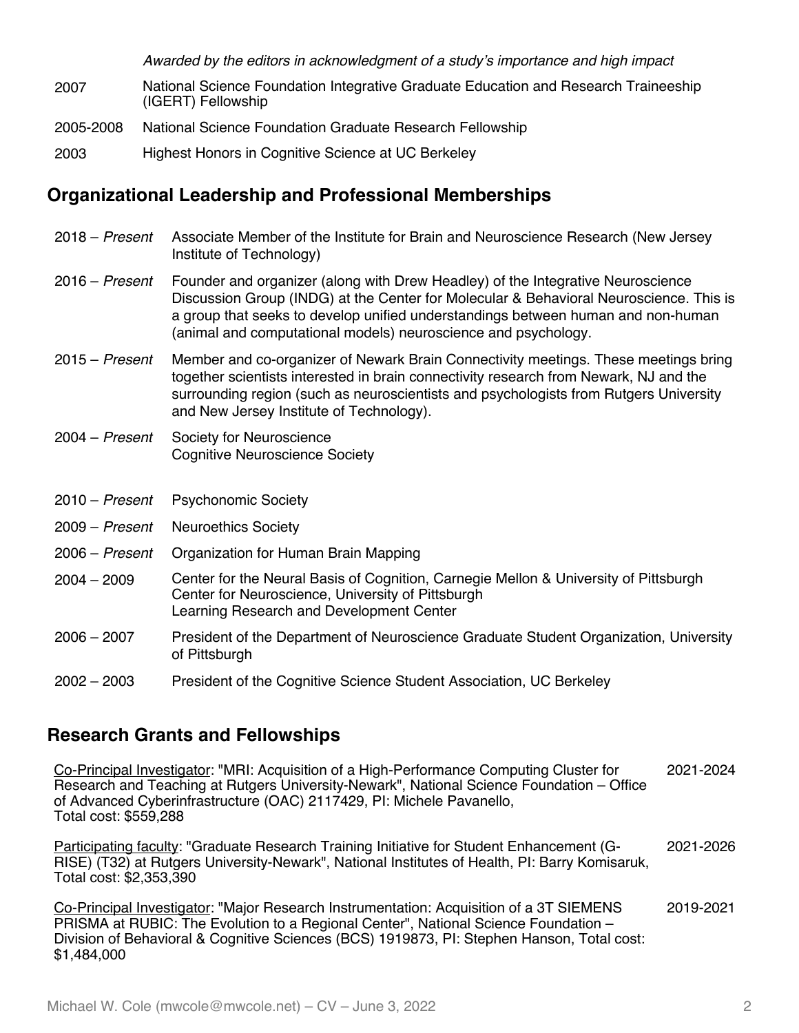*Awarded by the editors in acknowledgment of a study's importance and high impact*

2007 National Science Foundation Integrative Graduate Education and Research Traineeship (IGERT) Fellowship

2005-2008 National Science Foundation Graduate Research Fellowship

2003 Highest Honors in Cognitive Science at UC Berkeley

## Organizational Leadership and Professional Memberships

2018 – *Present* Associate Member of the Institute for Brain and Neuroscience Research (New Jersey Institute of Technology)

2016 – *Present* Founder and organizer (along with Drew Headley) of the Integrative Neuroscience Discussion Group (INDG) at the Center for Molecular & Behavioral Neuroscience. This is a group that seeks to develop unified understandings between human and non-human (animal and computational models) neuroscience and psychology.

2015 – *Present* Member and co-organizer of Newark Brain Connectivity meetings. These meetings bring together scientists interested in brain connectivity research from Newark, NJ and the surrounding region (such as neuroscientists and psychologists from Rutgers University and New Jersey Institute of Technology).

2004 – *Present* Society for Neuroscience
Cognitive Neuroscience Society

2010 – *Present* Psychonomic Society

2009 – *Present* Neuroethics Society

2006 – *Present* Organization for Human Brain Mapping

2004 – 2009 Center for the Neural Basis of Cognition, Carnegie Mellon & University of Pittsburgh
Center for Neuroscience, University of Pittsburgh
Learning Research and Development Center

2006 – 2007 President of the Department of Neuroscience Graduate Student Organization, University of Pittsburgh

2002 – 2003 President of the Cognitive Science Student Association, UC Berkeley

## Research Grants and Fellowships

Co-Principal Investigator: "MRI: Acquisition of a High-Performance Computing Cluster for Research and Teaching at Rutgers University-Newark", National Science Foundation – Office of Advanced Cyberinfrastructure (OAC) 2117429, PI: Michele Pavanello, Total cost: $559,288 — 2021-2024

Participating faculty: "Graduate Research Training Initiative for Student Enhancement (G-RISE) (T32) at Rutgers University-Newark", National Institutes of Health, PI: Barry Komisaruk, Total cost: $2,353,390 — 2021-2026

Co-Principal Investigator: "Major Research Instrumentation: Acquisition of a 3T SIEMENS PRISMA at RUBIC: The Evolution to a Regional Center", National Science Foundation – Division of Behavioral & Cognitive Sciences (BCS) 1919873, PI: Stephen Hanson, Total cost: $1,484,000 — 2019-2021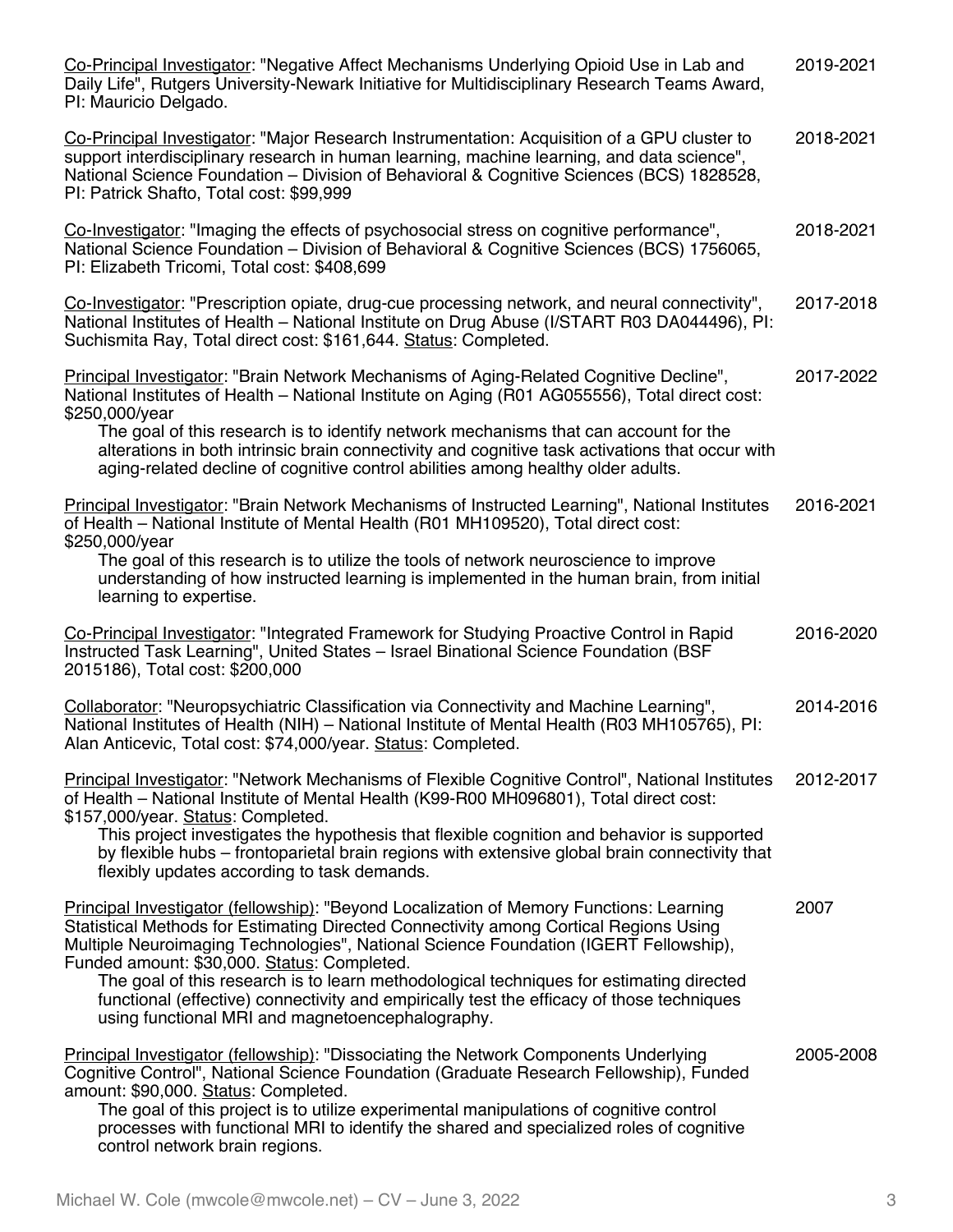<u>Co-Principal Investigator</u>: "Negative Affect Mechanisms Underlying Opioid Use in Lab and Daily Life", Rutgers University-Newark Initiative for Multidisciplinary Research Teams Award, PI: Mauricio Delgado. — 2019-2021

<u>Co-Principal Investigator</u>: "Major Research Instrumentation: Acquisition of a GPU cluster to support interdisciplinary research in human learning, machine learning, and data science", National Science Foundation – Division of Behavioral & Cognitive Sciences (BCS) 1828528, PI: Patrick Shafto, Total cost: $99,999 — 2018-2021

<u>Co-Investigator</u>: "Imaging the effects of psychosocial stress on cognitive performance", National Science Foundation – Division of Behavioral & Cognitive Sciences (BCS) 1756065, PI: Elizabeth Tricomi, Total cost: $408,699 — 2018-2021

<u>Co-Investigator</u>: "Prescription opiate, drug-cue processing network, and neural connectivity", National Institutes of Health – National Institute on Drug Abuse (I/START R03 DA044496), PI: Suchismita Ray, Total direct cost: $161,644. <u>Status</u>: Completed. — 2017-2018

<u>Principal Investigator</u>: "Brain Network Mechanisms of Aging-Related Cognitive Decline", National Institutes of Health – National Institute on Aging (R01 AG055556), Total direct cost: $250,000/year — 2017-2022

The goal of this research is to identify network mechanisms that can account for the alterations in both intrinsic brain connectivity and cognitive task activations that occur with aging-related decline of cognitive control abilities among healthy older adults.

<u>Principal Investigator</u>: "Brain Network Mechanisms of Instructed Learning", National Institutes of Health – National Institute of Mental Health (R01 MH109520), Total direct cost: $250,000/year — 2016-2021

The goal of this research is to utilize the tools of network neuroscience to improve understanding of how instructed learning is implemented in the human brain, from initial learning to expertise.

<u>Co-Principal Investigator</u>: "Integrated Framework for Studying Proactive Control in Rapid Instructed Task Learning", United States – Israel Binational Science Foundation (BSF 2015186), Total cost: $200,000 — 2016-2020

<u>Collaborator</u>: "Neuropsychiatric Classification via Connectivity and Machine Learning", National Institutes of Health (NIH) – National Institute of Mental Health (R03 MH105765), PI: Alan Anticevic, Total cost: $74,000/year. <u>Status</u>: Completed. — 2014-2016

<u>Principal Investigator</u>: "Network Mechanisms of Flexible Cognitive Control", National Institutes of Health – National Institute of Mental Health (K99-R00 MH096801), Total direct cost: $157,000/year. <u>Status</u>: Completed. — 2012-2017

This project investigates the hypothesis that flexible cognition and behavior is supported by flexible hubs – frontoparietal brain regions with extensive global brain connectivity that flexibly updates according to task demands.

<u>Principal Investigator (fellowship)</u>: "Beyond Localization of Memory Functions: Learning Statistical Methods for Estimating Directed Connectivity among Cortical Regions Using Multiple Neuroimaging Technologies", National Science Foundation (IGERT Fellowship), Funded amount: $30,000. <u>Status</u>: Completed. — 2007

The goal of this research is to learn methodological techniques for estimating directed functional (effective) connectivity and empirically test the efficacy of those techniques using functional MRI and magnetoencephalography.

<u>Principal Investigator (fellowship)</u>: "Dissociating the Network Components Underlying Cognitive Control", National Science Foundation (Graduate Research Fellowship), Funded amount: $90,000. <u>Status</u>: Completed. — 2005-2008

The goal of this project is to utilize experimental manipulations of cognitive control processes with functional MRI to identify the shared and specialized roles of cognitive control network brain regions.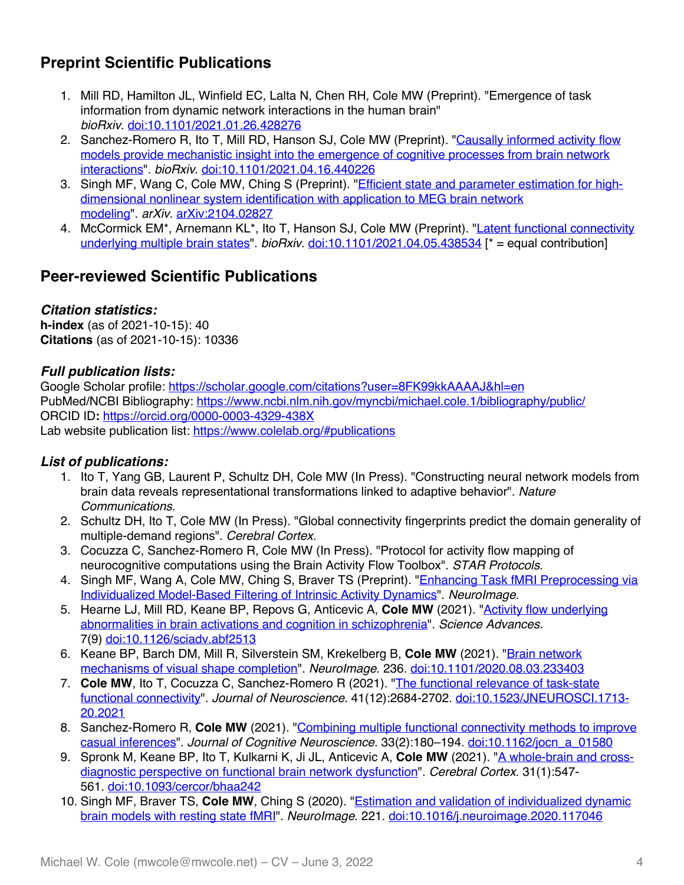## Preprint Scientific Publications

1. Mill RD, Hamilton JL, Winfield EC, Lalta N, Chen RH, Cole MW (Preprint). "Emergence of task information from dynamic network interactions in the human brain" *bioRxiv*. doi:10.1101/2021.01.26.428276
2. Sanchez-Romero R, Ito T, Mill RD, Hanson SJ, Cole MW (Preprint). "Causally informed activity flow models provide mechanistic insight into the emergence of cognitive processes from brain network interactions". *bioRxiv*. doi:10.1101/2021.04.16.440226
3. Singh MF, Wang C, Cole MW, Ching S (Preprint). "Efficient state and parameter estimation for high-dimensional nonlinear system identification with application to MEG brain network modeling". *arXiv*. arXiv:2104.02827
4. McCormick EM*, Arnemann KL*, Ito T, Hanson SJ, Cole MW (Preprint). "Latent functional connectivity underlying multiple brain states". *bioRxiv*. doi:10.1101/2021.04.05.438534 [* = equal contribution]

## Peer-reviewed Scientific Publications

### *Citation statistics:*

**h-index** (as of 2021-10-15): 40
**Citations** (as of 2021-10-15): 10336

### *Full publication lists:*

Google Scholar profile: https://scholar.google.com/citations?user=8FK99kkAAAAJ&hl=en
PubMed/NCBI Bibliography: https://www.ncbi.nlm.nih.gov/myncbi/michael.cole.1/bibliography/public/
ORCID ID**:** https://orcid.org/0000-0003-4329-438X
Lab website publication list: https://www.colelab.org/#publications

### *List of publications:*

1. Ito T, Yang GB, Laurent P, Schultz DH, Cole MW (In Press). "Constructing neural network models from brain data reveals representational transformations linked to adaptive behavior". *Nature Communications*.
2. Schultz DH, Ito T, Cole MW (In Press). "Global connectivity fingerprints predict the domain generality of multiple-demand regions". *Cerebral Cortex*.
3. Cocuzza C, Sanchez-Romero R, Cole MW (In Press). "Protocol for activity flow mapping of neurocognitive computations using the Brain Activity Flow Toolbox". *STAR Protocols.*
4. Singh MF, Wang A, Cole MW, Ching S, Braver TS (Preprint). "Enhancing Task fMRI Preprocessing via Individualized Model-Based Filtering of Intrinsic Activity Dynamics". *NeuroImage.*
5. Hearne LJ, Mill RD, Keane BP, Repovs G, Anticevic A, **Cole MW** (2021). "Activity flow underlying abnormalities in brain activations and cognition in schizophrenia". *Science Advances*. 7(9) doi:10.1126/sciadv.abf2513
6. Keane BP, Barch DM, Mill R, Silverstein SM, Krekelberg B, **Cole MW** (2021). "Brain network mechanisms of visual shape completion". *NeuroImage*. 236. doi:10.1101/2020.08.03.233403
7. **Cole MW**, Ito T, Cocuzza C, Sanchez-Romero R (2021). "The functional relevance of task-state functional connectivity". *Journal of Neuroscience*. 41(12):2684-2702. doi:10.1523/JNEUROSCI.1713-20.2021
8. Sanchez-Romero R, **Cole MW** (2021). "Combining multiple functional connectivity methods to improve casual inferences". *Journal of Cognitive Neuroscience*. 33(2):180–194. doi:10.1162/jocn_a_01580
9. Spronk M, Keane BP, Ito T, Kulkarni K, Ji JL, Anticevic A, **Cole MW** (2021). "A whole-brain and cross-diagnostic perspective on functional brain network dysfunction". *Cerebral Cortex*. 31(1):547-561. doi:10.1093/cercor/bhaa242
10. Singh MF, Braver TS, **Cole MW**, Ching S (2020). "Estimation and validation of individualized dynamic brain models with resting state fMRI". *NeuroImage*. 221. doi:10.1016/j.neuroimage.2020.117046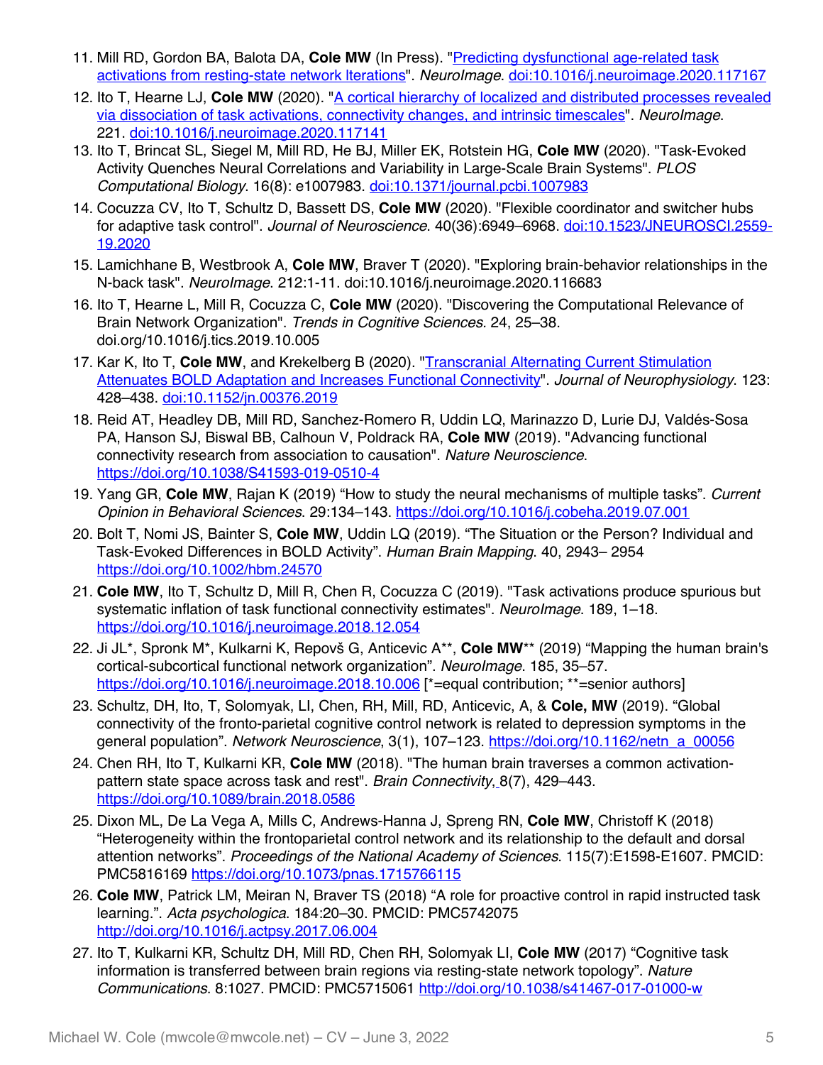11. Mill RD, Gordon BA, Balota DA, **Cole MW** (In Press). "[Predicting dysfunctional age-related task activations from resting-state network lterations](https://doi.org/10.1016/j.neuroimage.2020.117167)". *NeuroImage*. [doi:10.1016/j.neuroimage.2020.117167](https://doi.org/10.1016/j.neuroimage.2020.117167)
12. Ito T, Hearne LJ, **Cole MW** (2020). "[A cortical hierarchy of localized and distributed processes revealed via dissociation of task activations, connectivity changes, and intrinsic timescales](https://doi.org/10.1016/j.neuroimage.2020.117141)". *NeuroImage*. 221. [doi:10.1016/j.neuroimage.2020.117141](https://doi.org/10.1016/j.neuroimage.2020.117141)
13. Ito T, Brincat SL, Siegel M, Mill RD, He BJ, Miller EK, Rotstein HG, **Cole MW** (2020). "Task-Evoked Activity Quenches Neural Correlations and Variability in Large-Scale Brain Systems". *PLOS Computational Biology*. 16(8): e1007983. [doi:10.1371/journal.pcbi.1007983](https://doi.org/10.1371/journal.pcbi.1007983)
14. Cocuzza CV, Ito T, Schultz D, Bassett DS, **Cole MW** (2020). "Flexible coordinator and switcher hubs for adaptive task control". *Journal of Neuroscience*. 40(36):6949–6968. [doi:10.1523/JNEUROSCI.2559-19.2020](https://doi.org/10.1523/JNEUROSCI.2559-19.2020)
15. Lamichhane B, Westbrook A, **Cole MW**, Braver T (2020). "Exploring brain-behavior relationships in the N-back task". *NeuroImage*. 212:1-11. doi:10.1016/j.neuroimage.2020.116683
16. Ito T, Hearne L, Mill R, Cocuzza C, **Cole MW** (2020). "Discovering the Computational Relevance of Brain Network Organization". *Trends in Cognitive Sciences*. 24, 25–38. doi.org/10.1016/j.tics.2019.10.005
17. Kar K, Ito T, **Cole MW**, and Krekelberg B (2020). "[Transcranial Alternating Current Stimulation Attenuates BOLD Adaptation and Increases Functional Connectivity](https://doi.org/10.1152/jn.00376.2019)". *Journal of Neurophysiology*. 123: 428–438. [doi:10.1152/jn.00376.2019](https://doi.org/10.1152/jn.00376.2019)
18. Reid AT, Headley DB, Mill RD, Sanchez-Romero R, Uddin LQ, Marinazzo D, Lurie DJ, Valdés-Sosa PA, Hanson SJ, Biswal BB, Calhoun V, Poldrack RA, **Cole MW** (2019). "Advancing functional connectivity research from association to causation". *Nature Neuroscience*. [https://doi.org/10.1038/S41593-019-0510-4](https://doi.org/10.1038/S41593-019-0510-4)
19. Yang GR, **Cole MW**, Rajan K (2019) "How to study the neural mechanisms of multiple tasks". *Current Opinion in Behavioral Sciences*. 29:134–143. [https://doi.org/10.1016/j.cobeha.2019.07.001](https://doi.org/10.1016/j.cobeha.2019.07.001)
20. Bolt T, Nomi JS, Bainter S, **Cole MW**, Uddin LQ (2019). "The Situation or the Person? Individual and Task-Evoked Differences in BOLD Activity". *Human Brain Mapping*. 40, 2943– 2954 [https://doi.org/10.1002/hbm.24570](https://doi.org/10.1002/hbm.24570)
21. **Cole MW**, Ito T, Schultz D, Mill R, Chen R, Cocuzza C (2019). "Task activations produce spurious but systematic inflation of task functional connectivity estimates". *NeuroImage*. 189, 1–18. [https://doi.org/10.1016/j.neuroimage.2018.12.054](https://doi.org/10.1016/j.neuroimage.2018.12.054)
22. Ji JL*, Spronk M*, Kulkarni K, Repovš G, Anticevic A**, **Cole MW**** (2019) "Mapping the human brain's cortical-subcortical functional network organization". *NeuroImage*. 185, 35–57. [https://doi.org/10.1016/j.neuroimage.2018.10.006](https://doi.org/10.1016/j.neuroimage.2018.10.006) [*=equal contribution; **=senior authors]
23. Schultz, DH, Ito, T, Solomyak, LI, Chen, RH, Mill, RD, Anticevic, A, & **Cole, MW** (2019). "Global connectivity of the fronto-parietal cognitive control network is related to depression symptoms in the general population". *Network Neuroscience*, 3(1), 107–123. [https://doi.org/10.1162/netn_a_00056](https://doi.org/10.1162/netn_a_00056)
24. Chen RH, Ito T, Kulkarni KR, **Cole MW** (2018). "The human brain traverses a common activation-pattern state space across task and rest". *Brain Connectivity*, 8(7), 429–443. [https://doi.org/10.1089/brain.2018.0586](https://doi.org/10.1089/brain.2018.0586)
25. Dixon ML, De La Vega A, Mills C, Andrews-Hanna J, Spreng RN, **Cole MW**, Christoff K (2018) "Heterogeneity within the frontoparietal control network and its relationship to the default and dorsal attention networks". *Proceedings of the National Academy of Sciences*. 115(7):E1598-E1607. PMCID: PMC5816169 [https://doi.org/10.1073/pnas.1715766115](https://doi.org/10.1073/pnas.1715766115)
26. **Cole MW**, Patrick LM, Meiran N, Braver TS (2018) "A role for proactive control in rapid instructed task learning.". *Acta psychologica*. 184:20–30. PMCID: PMC5742075 [http://doi.org/10.1016/j.actpsy.2017.06.004](http://doi.org/10.1016/j.actpsy.2017.06.004)
27. Ito T, Kulkarni KR, Schultz DH, Mill RD, Chen RH, Solomyak LI, **Cole MW** (2017) "Cognitive task information is transferred between brain regions via resting-state network topology". *Nature Communications*. 8:1027. PMCID: PMC5715061 [http://doi.org/10.1038/s41467-017-01000-w](http://doi.org/10.1038/s41467-017-01000-w)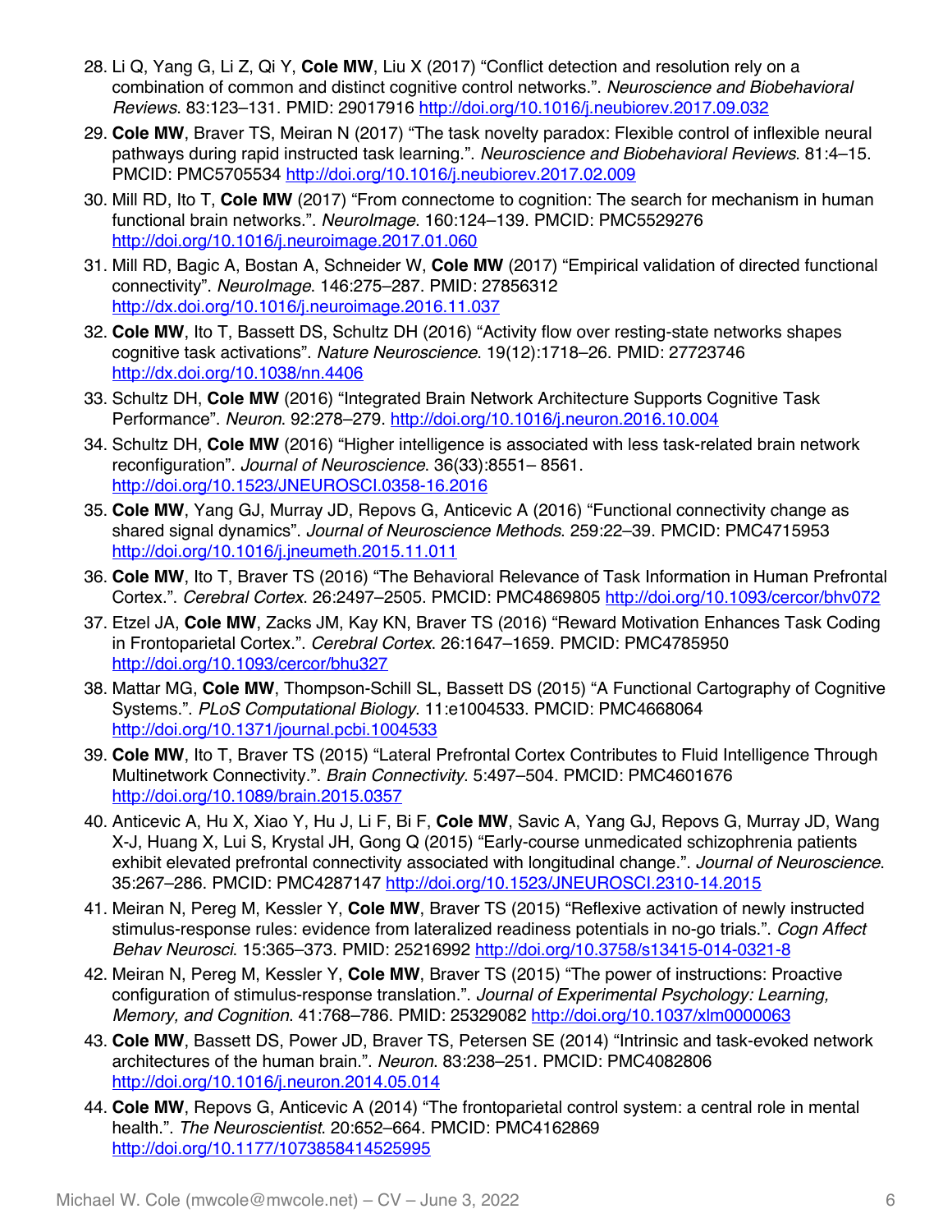28. Li Q, Yang G, Li Z, Qi Y, **Cole MW**, Liu X (2017) "Conflict detection and resolution rely on a combination of common and distinct cognitive control networks.". *Neuroscience and Biobehavioral Reviews*. 83:123–131. PMID: 29017916 http://doi.org/10.1016/j.neubiorev.2017.09.032
29. **Cole MW**, Braver TS, Meiran N (2017) "The task novelty paradox: Flexible control of inflexible neural pathways during rapid instructed task learning.". *Neuroscience and Biobehavioral Reviews*. 81:4–15. PMCID: PMC5705534 http://doi.org/10.1016/j.neubiorev.2017.02.009
30. Mill RD, Ito T, **Cole MW** (2017) "From connectome to cognition: The search for mechanism in human functional brain networks.". *NeuroImage*. 160:124–139. PMCID: PMC5529276 http://doi.org/10.1016/j.neuroimage.2017.01.060
31. Mill RD, Bagic A, Bostan A, Schneider W, **Cole MW** (2017) "Empirical validation of directed functional connectivity". *NeuroImage*. 146:275–287. PMID: 27856312 http://dx.doi.org/10.1016/j.neuroimage.2016.11.037
32. **Cole MW**, Ito T, Bassett DS, Schultz DH (2016) "Activity flow over resting-state networks shapes cognitive task activations". *Nature Neuroscience*. 19(12):1718–26. PMID: 27723746 http://dx.doi.org/10.1038/nn.4406
33. Schultz DH, **Cole MW** (2016) "Integrated Brain Network Architecture Supports Cognitive Task Performance". *Neuron*. 92:278–279. http://doi.org/10.1016/j.neuron.2016.10.004
34. Schultz DH, **Cole MW** (2016) "Higher intelligence is associated with less task-related brain network reconfiguration". *Journal of Neuroscience*. 36(33):8551– 8561. http://doi.org/10.1523/JNEUROSCI.0358-16.2016
35. **Cole MW**, Yang GJ, Murray JD, Repovs G, Anticevic A (2016) "Functional connectivity change as shared signal dynamics". *Journal of Neuroscience Methods*. 259:22–39. PMCID: PMC4715953 http://doi.org/10.1016/j.jneumeth.2015.11.011
36. **Cole MW**, Ito T, Braver TS (2016) "The Behavioral Relevance of Task Information in Human Prefrontal Cortex.". *Cerebral Cortex*. 26:2497–2505. PMCID: PMC4869805 http://doi.org/10.1093/cercor/bhv072
37. Etzel JA, **Cole MW**, Zacks JM, Kay KN, Braver TS (2016) "Reward Motivation Enhances Task Coding in Frontoparietal Cortex.". *Cerebral Cortex*. 26:1647–1659. PMCID: PMC4785950 http://doi.org/10.1093/cercor/bhu327
38. Mattar MG, **Cole MW**, Thompson-Schill SL, Bassett DS (2015) "A Functional Cartography of Cognitive Systems.". *PLoS Computational Biology*. 11:e1004533. PMCID: PMC4668064 http://doi.org/10.1371/journal.pcbi.1004533
39. **Cole MW**, Ito T, Braver TS (2015) "Lateral Prefrontal Cortex Contributes to Fluid Intelligence Through Multinetwork Connectivity.". *Brain Connectivity*. 5:497–504. PMCID: PMC4601676 http://doi.org/10.1089/brain.2015.0357
40. Anticevic A, Hu X, Xiao Y, Hu J, Li F, Bi F, **Cole MW**, Savic A, Yang GJ, Repovs G, Murray JD, Wang X-J, Huang X, Lui S, Krystal JH, Gong Q (2015) "Early-course unmedicated schizophrenia patients exhibit elevated prefrontal connectivity associated with longitudinal change.". *Journal of Neuroscience*. 35:267–286. PMCID: PMC4287147 http://doi.org/10.1523/JNEUROSCI.2310-14.2015
41. Meiran N, Pereg M, Kessler Y, **Cole MW**, Braver TS (2015) "Reflexive activation of newly instructed stimulus-response rules: evidence from lateralized readiness potentials in no-go trials.". *Cogn Affect Behav Neurosci*. 15:365–373. PMID: 25216992 http://doi.org/10.3758/s13415-014-0321-8
42. Meiran N, Pereg M, Kessler Y, **Cole MW**, Braver TS (2015) "The power of instructions: Proactive configuration of stimulus-response translation.". *Journal of Experimental Psychology: Learning, Memory, and Cognition*. 41:768–786. PMID: 25329082 http://doi.org/10.1037/xlm0000063
43. **Cole MW**, Bassett DS, Power JD, Braver TS, Petersen SE (2014) "Intrinsic and task-evoked network architectures of the human brain.". *Neuron*. 83:238–251. PMCID: PMC4082806 http://doi.org/10.1016/j.neuron.2014.05.014
44. **Cole MW**, Repovs G, Anticevic A (2014) "The frontoparietal control system: a central role in mental health.". *The Neuroscientist*. 20:652–664. PMCID: PMC4162869 http://doi.org/10.1177/1073858414525995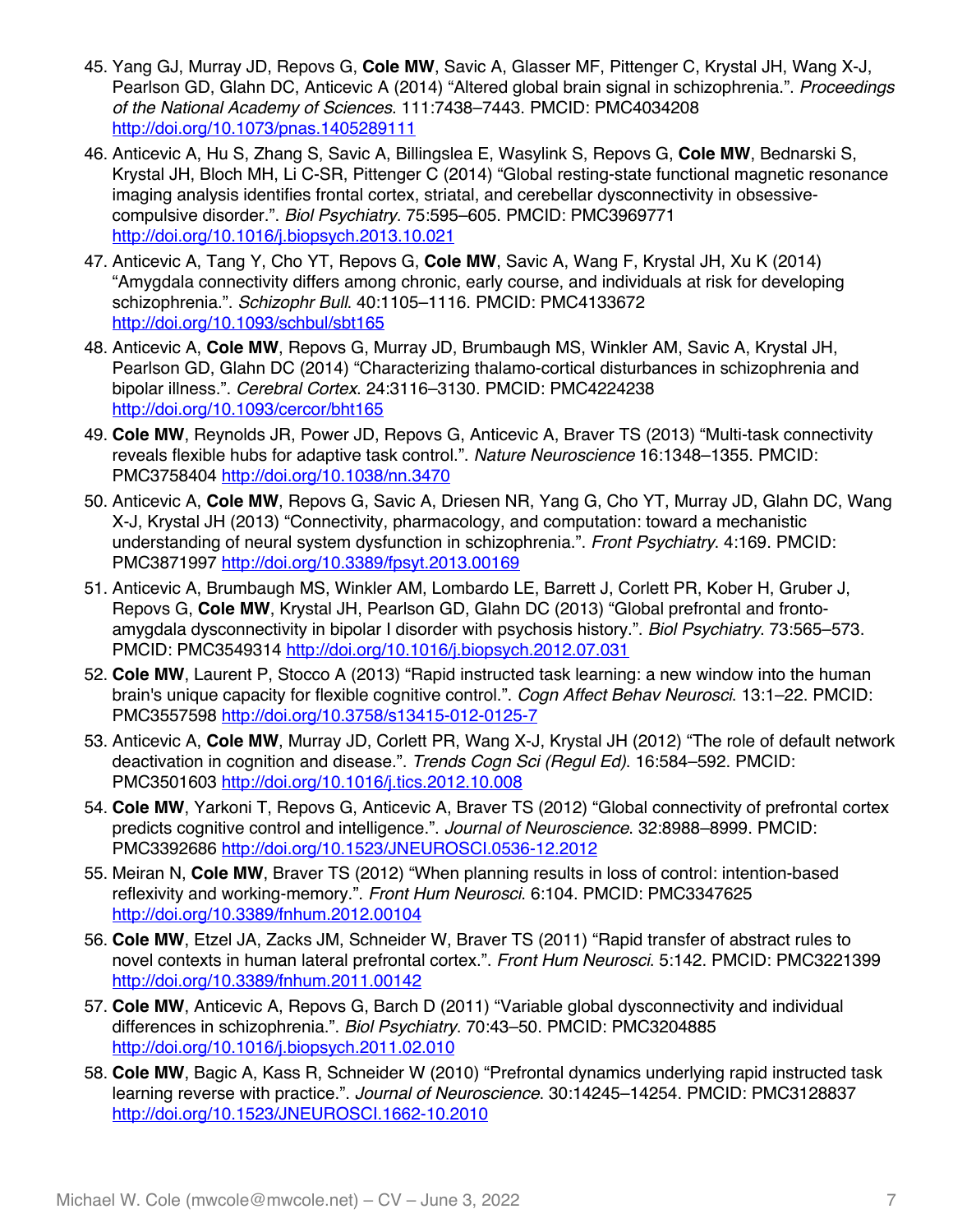45. Yang GJ, Murray JD, Repovs G, **Cole MW**, Savic A, Glasser MF, Pittenger C, Krystal JH, Wang X-J, Pearlson GD, Glahn DC, Anticevic A (2014) "Altered global brain signal in schizophrenia.". *Proceedings of the National Academy of Sciences*. 111:7438–7443. PMCID: PMC4034208 http://doi.org/10.1073/pnas.1405289111
46. Anticevic A, Hu S, Zhang S, Savic A, Billingslea E, Wasylink S, Repovs G, **Cole MW**, Bednarski S, Krystal JH, Bloch MH, Li C-SR, Pittenger C (2014) "Global resting-state functional magnetic resonance imaging analysis identifies frontal cortex, striatal, and cerebellar dysconnectivity in obsessive-compulsive disorder.". *Biol Psychiatry*. 75:595–605. PMCID: PMC3969771 http://doi.org/10.1016/j.biopsych.2013.10.021
47. Anticevic A, Tang Y, Cho YT, Repovs G, **Cole MW**, Savic A, Wang F, Krystal JH, Xu K (2014) "Amygdala connectivity differs among chronic, early course, and individuals at risk for developing schizophrenia.". *Schizophr Bull*. 40:1105–1116. PMCID: PMC4133672 http://doi.org/10.1093/schbul/sbt165
48. Anticevic A, **Cole MW**, Repovs G, Murray JD, Brumbaugh MS, Winkler AM, Savic A, Krystal JH, Pearlson GD, Glahn DC (2014) "Characterizing thalamo-cortical disturbances in schizophrenia and bipolar illness.". *Cerebral Cortex*. 24:3116–3130. PMCID: PMC4224238 http://doi.org/10.1093/cercor/bht165
49. **Cole MW**, Reynolds JR, Power JD, Repovs G, Anticevic A, Braver TS (2013) "Multi-task connectivity reveals flexible hubs for adaptive task control.". *Nature Neuroscience* 16:1348–1355. PMCID: PMC3758404 http://doi.org/10.1038/nn.3470
50. Anticevic A, **Cole MW**, Repovs G, Savic A, Driesen NR, Yang G, Cho YT, Murray JD, Glahn DC, Wang X-J, Krystal JH (2013) "Connectivity, pharmacology, and computation: toward a mechanistic understanding of neural system dysfunction in schizophrenia.". *Front Psychiatry*. 4:169. PMCID: PMC3871997 http://doi.org/10.3389/fpsyt.2013.00169
51. Anticevic A, Brumbaugh MS, Winkler AM, Lombardo LE, Barrett J, Corlett PR, Kober H, Gruber J, Repovs G, **Cole MW**, Krystal JH, Pearlson GD, Glahn DC (2013) "Global prefrontal and fronto-amygdala dysconnectivity in bipolar I disorder with psychosis history.". *Biol Psychiatry*. 73:565–573. PMCID: PMC3549314 http://doi.org/10.1016/j.biopsych.2012.07.031
52. **Cole MW**, Laurent P, Stocco A (2013) "Rapid instructed task learning: a new window into the human brain's unique capacity for flexible cognitive control.". *Cogn Affect Behav Neurosci*. 13:1–22. PMCID: PMC3557598 http://doi.org/10.3758/s13415-012-0125-7
53. Anticevic A, **Cole MW**, Murray JD, Corlett PR, Wang X-J, Krystal JH (2012) "The role of default network deactivation in cognition and disease.". *Trends Cogn Sci (Regul Ed)*. 16:584–592. PMCID: PMC3501603 http://doi.org/10.1016/j.tics.2012.10.008
54. **Cole MW**, Yarkoni T, Repovs G, Anticevic A, Braver TS (2012) "Global connectivity of prefrontal cortex predicts cognitive control and intelligence.". *Journal of Neuroscience*. 32:8988–8999. PMCID: PMC3392686 http://doi.org/10.1523/JNEUROSCI.0536-12.2012
55. Meiran N, **Cole MW**, Braver TS (2012) "When planning results in loss of control: intention-based reflexivity and working-memory.". *Front Hum Neurosci*. 6:104. PMCID: PMC3347625 http://doi.org/10.3389/fnhum.2012.00104
56. **Cole MW**, Etzel JA, Zacks JM, Schneider W, Braver TS (2011) "Rapid transfer of abstract rules to novel contexts in human lateral prefrontal cortex.". *Front Hum Neurosci*. 5:142. PMCID: PMC3221399 http://doi.org/10.3389/fnhum.2011.00142
57. **Cole MW**, Anticevic A, Repovs G, Barch D (2011) "Variable global dysconnectivity and individual differences in schizophrenia.". *Biol Psychiatry*. 70:43–50. PMCID: PMC3204885 http://doi.org/10.1016/j.biopsych.2011.02.010
58. **Cole MW**, Bagic A, Kass R, Schneider W (2010) "Prefrontal dynamics underlying rapid instructed task learning reverse with practice.". *Journal of Neuroscience*. 30:14245–14254. PMCID: PMC3128837 http://doi.org/10.1523/JNEUROSCI.1662-10.2010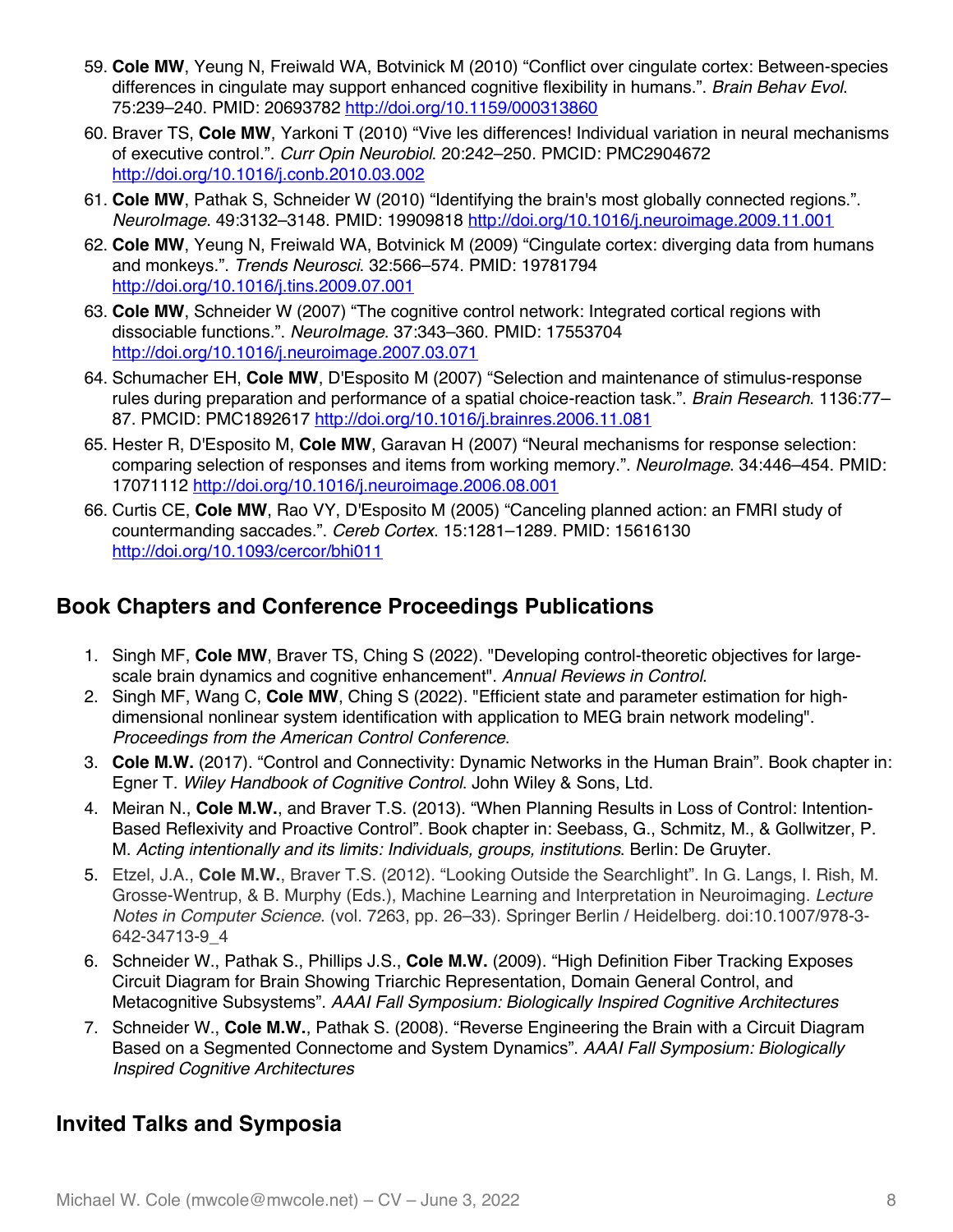59. **Cole MW**, Yeung N, Freiwald WA, Botvinick M (2010) "Conflict over cingulate cortex: Between-species differences in cingulate may support enhanced cognitive flexibility in humans.". *Brain Behav Evol*. 75:239–240. PMID: 20693782 http://doi.org/10.1159/000313860
60. Braver TS, **Cole MW**, Yarkoni T (2010) "Vive les differences! Individual variation in neural mechanisms of executive control.". *Curr Opin Neurobiol*. 20:242–250. PMCID: PMC2904672 http://doi.org/10.1016/j.conb.2010.03.002
61. **Cole MW**, Pathak S, Schneider W (2010) "Identifying the brain's most globally connected regions.". *NeuroImage*. 49:3132–3148. PMID: 19909818 http://doi.org/10.1016/j.neuroimage.2009.11.001
62. **Cole MW**, Yeung N, Freiwald WA, Botvinick M (2009) "Cingulate cortex: diverging data from humans and monkeys.". *Trends Neurosci*. 32:566–574. PMID: 19781794 http://doi.org/10.1016/j.tins.2009.07.001
63. **Cole MW**, Schneider W (2007) "The cognitive control network: Integrated cortical regions with dissociable functions.". *NeuroImage*. 37:343–360. PMID: 17553704 http://doi.org/10.1016/j.neuroimage.2007.03.071
64. Schumacher EH, **Cole MW**, D'Esposito M (2007) "Selection and maintenance of stimulus-response rules during preparation and performance of a spatial choice-reaction task.". *Brain Research*. 1136:77–87. PMCID: PMC1892617 http://doi.org/10.1016/j.brainres.2006.11.081
65. Hester R, D'Esposito M, **Cole MW**, Garavan H (2007) "Neural mechanisms for response selection: comparing selection of responses and items from working memory.". *NeuroImage*. 34:446–454. PMID: 17071112 http://doi.org/10.1016/j.neuroimage.2006.08.001
66. Curtis CE, **Cole MW**, Rao VY, D'Esposito M (2005) "Canceling planned action: an FMRI study of countermanding saccades.". *Cereb Cortex*. 15:1281–1289. PMID: 15616130 http://doi.org/10.1093/cercor/bhi011

## Book Chapters and Conference Proceedings Publications

1. Singh MF, **Cole MW**, Braver TS, Ching S (2022). "Developing control-theoretic objectives for large-scale brain dynamics and cognitive enhancement". *Annual Reviews in Control*.
2. Singh MF, Wang C, **Cole MW**, Ching S (2022). "Efficient state and parameter estimation for high-dimensional nonlinear system identification with application to MEG brain network modeling". *Proceedings from the American Control Conference*.
3. **Cole M.W.** (2017). "Control and Connectivity: Dynamic Networks in the Human Brain". Book chapter in: Egner T. *Wiley Handbook of Cognitive Control*. John Wiley & Sons, Ltd.
4. Meiran N., **Cole M.W.**, and Braver T.S. (2013). "When Planning Results in Loss of Control: Intention-Based Reflexivity and Proactive Control". Book chapter in: Seebass, G., Schmitz, M., & Gollwitzer, P. M. *Acting intentionally and its limits: Individuals, groups, institutions*. Berlin: De Gruyter.
5. Etzel, J.A., **Cole M.W.**, Braver T.S. (2012). "Looking Outside the Searchlight". In G. Langs, I. Rish, M. Grosse-Wentrup, & B. Murphy (Eds.), Machine Learning and Interpretation in Neuroimaging. *Lecture Notes in Computer Science*. (vol. 7263, pp. 26–33). Springer Berlin / Heidelberg. doi:10.1007/978-3-642-34713-9_4
6. Schneider W., Pathak S., Phillips J.S., **Cole M.W.** (2009). "High Definition Fiber Tracking Exposes Circuit Diagram for Brain Showing Triarchic Representation, Domain General Control, and Metacognitive Subsystems". *AAAI Fall Symposium: Biologically Inspired Cognitive Architectures*
7. Schneider W., **Cole M.W.**, Pathak S. (2008). "Reverse Engineering the Brain with a Circuit Diagram Based on a Segmented Connectome and System Dynamics". *AAAI Fall Symposium: Biologically Inspired Cognitive Architectures*

## Invited Talks and Symposia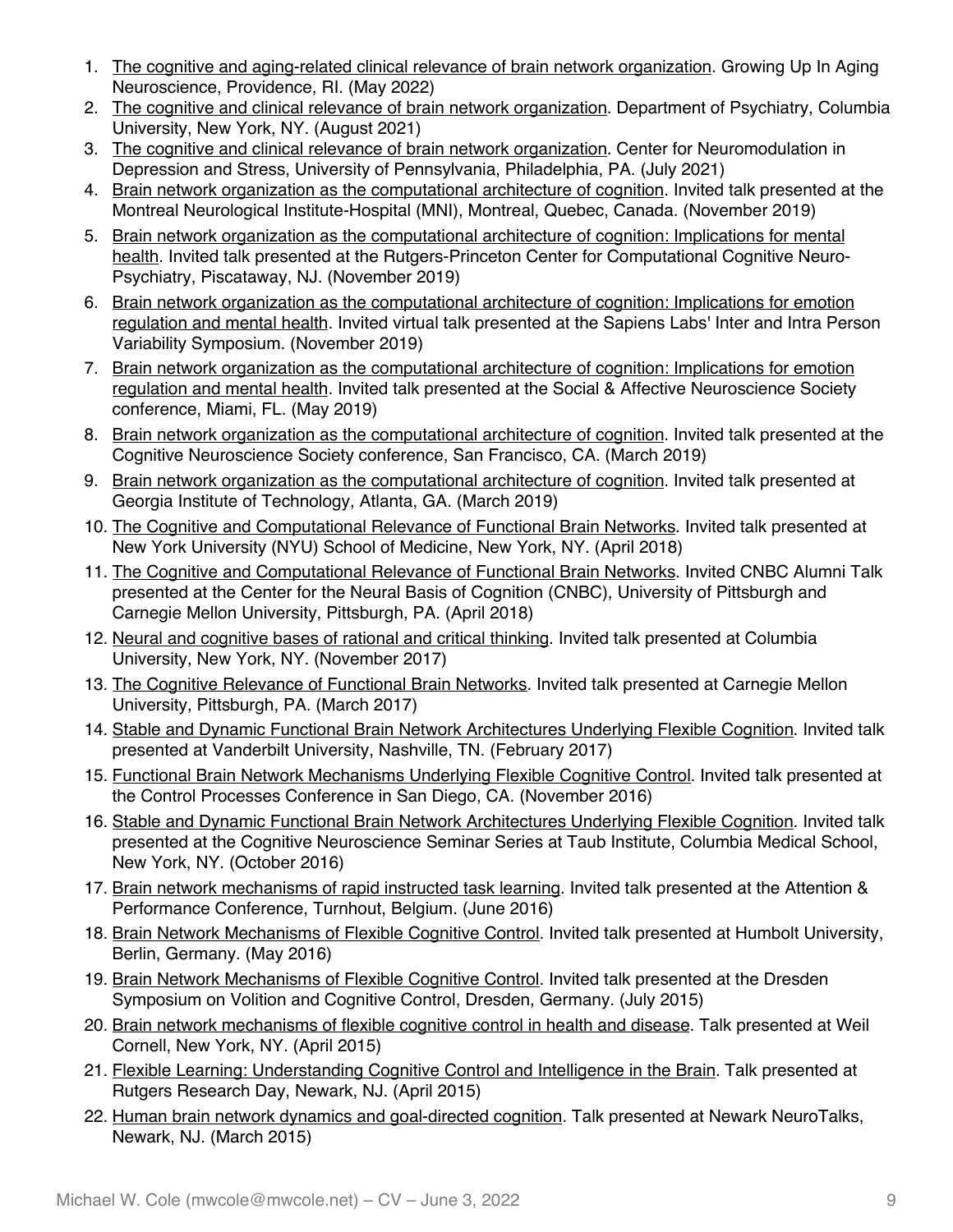1. The cognitive and aging-related clinical relevance of brain network organization. Growing Up In Aging Neuroscience, Providence, RI. (May 2022)
2. The cognitive and clinical relevance of brain network organization. Department of Psychiatry, Columbia University, New York, NY. (August 2021)
3. The cognitive and clinical relevance of brain network organization. Center for Neuromodulation in Depression and Stress, University of Pennsylvania, Philadelphia, PA. (July 2021)
4. Brain network organization as the computational architecture of cognition. Invited talk presented at the Montreal Neurological Institute-Hospital (MNI), Montreal, Quebec, Canada. (November 2019)
5. Brain network organization as the computational architecture of cognition: Implications for mental health. Invited talk presented at the Rutgers-Princeton Center for Computational Cognitive Neuro-Psychiatry, Piscataway, NJ. (November 2019)
6. Brain network organization as the computational architecture of cognition: Implications for emotion regulation and mental health. Invited virtual talk presented at the Sapiens Labs' Inter and Intra Person Variability Symposium. (November 2019)
7. Brain network organization as the computational architecture of cognition: Implications for emotion regulation and mental health. Invited talk presented at the Social & Affective Neuroscience Society conference, Miami, FL. (May 2019)
8. Brain network organization as the computational architecture of cognition. Invited talk presented at the Cognitive Neuroscience Society conference, San Francisco, CA. (March 2019)
9. Brain network organization as the computational architecture of cognition. Invited talk presented at Georgia Institute of Technology, Atlanta, GA. (March 2019)
10. The Cognitive and Computational Relevance of Functional Brain Networks. Invited talk presented at New York University (NYU) School of Medicine, New York, NY. (April 2018)
11. The Cognitive and Computational Relevance of Functional Brain Networks. Invited CNBC Alumni Talk presented at the Center for the Neural Basis of Cognition (CNBC), University of Pittsburgh and Carnegie Mellon University, Pittsburgh, PA. (April 2018)
12. Neural and cognitive bases of rational and critical thinking. Invited talk presented at Columbia University, New York, NY. (November 2017)
13. The Cognitive Relevance of Functional Brain Networks. Invited talk presented at Carnegie Mellon University, Pittsburgh, PA. (March 2017)
14. Stable and Dynamic Functional Brain Network Architectures Underlying Flexible Cognition. Invited talk presented at Vanderbilt University, Nashville, TN. (February 2017)
15. Functional Brain Network Mechanisms Underlying Flexible Cognitive Control. Invited talk presented at the Control Processes Conference in San Diego, CA. (November 2016)
16. Stable and Dynamic Functional Brain Network Architectures Underlying Flexible Cognition. Invited talk presented at the Cognitive Neuroscience Seminar Series at Taub Institute, Columbia Medical School, New York, NY. (October 2016)
17. Brain network mechanisms of rapid instructed task learning. Invited talk presented at the Attention & Performance Conference, Turnhout, Belgium. (June 2016)
18. Brain Network Mechanisms of Flexible Cognitive Control. Invited talk presented at Humbolt University, Berlin, Germany. (May 2016)
19. Brain Network Mechanisms of Flexible Cognitive Control. Invited talk presented at the Dresden Symposium on Volition and Cognitive Control, Dresden, Germany. (July 2015)
20. Brain network mechanisms of flexible cognitive control in health and disease. Talk presented at Weil Cornell, New York, NY. (April 2015)
21. Flexible Learning: Understanding Cognitive Control and Intelligence in the Brain. Talk presented at Rutgers Research Day, Newark, NJ. (April 2015)
22. Human brain network dynamics and goal-directed cognition. Talk presented at Newark NeuroTalks, Newark, NJ. (March 2015)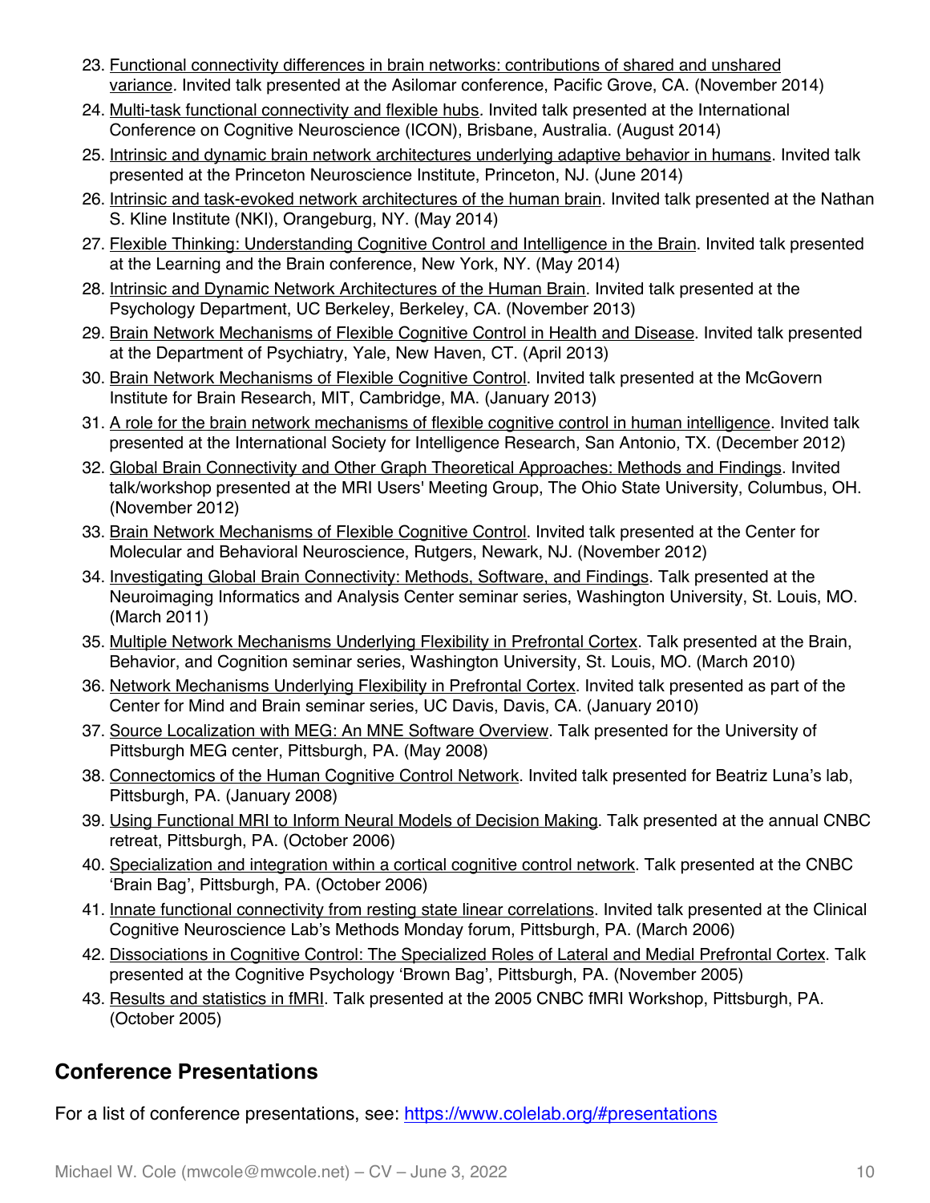23. Functional connectivity differences in brain networks: contributions of shared and unshared variance. Invited talk presented at the Asilomar conference, Pacific Grove, CA. (November 2014)
24. Multi-task functional connectivity and flexible hubs. Invited talk presented at the International Conference on Cognitive Neuroscience (ICON), Brisbane, Australia. (August 2014)
25. Intrinsic and dynamic brain network architectures underlying adaptive behavior in humans. Invited talk presented at the Princeton Neuroscience Institute, Princeton, NJ. (June 2014)
26. Intrinsic and task-evoked network architectures of the human brain. Invited talk presented at the Nathan S. Kline Institute (NKI), Orangeburg, NY. (May 2014)
27. Flexible Thinking: Understanding Cognitive Control and Intelligence in the Brain. Invited talk presented at the Learning and the Brain conference, New York, NY. (May 2014)
28. Intrinsic and Dynamic Network Architectures of the Human Brain. Invited talk presented at the Psychology Department, UC Berkeley, Berkeley, CA. (November 2013)
29. Brain Network Mechanisms of Flexible Cognitive Control in Health and Disease. Invited talk presented at the Department of Psychiatry, Yale, New Haven, CT. (April 2013)
30. Brain Network Mechanisms of Flexible Cognitive Control. Invited talk presented at the McGovern Institute for Brain Research, MIT, Cambridge, MA. (January 2013)
31. A role for the brain network mechanisms of flexible cognitive control in human intelligence. Invited talk presented at the International Society for Intelligence Research, San Antonio, TX. (December 2012)
32. Global Brain Connectivity and Other Graph Theoretical Approaches: Methods and Findings. Invited talk/workshop presented at the MRI Users' Meeting Group, The Ohio State University, Columbus, OH. (November 2012)
33. Brain Network Mechanisms of Flexible Cognitive Control. Invited talk presented at the Center for Molecular and Behavioral Neuroscience, Rutgers, Newark, NJ. (November 2012)
34. Investigating Global Brain Connectivity: Methods, Software, and Findings. Talk presented at the Neuroimaging Informatics and Analysis Center seminar series, Washington University, St. Louis, MO. (March 2011)
35. Multiple Network Mechanisms Underlying Flexibility in Prefrontal Cortex. Talk presented at the Brain, Behavior, and Cognition seminar series, Washington University, St. Louis, MO. (March 2010)
36. Network Mechanisms Underlying Flexibility in Prefrontal Cortex. Invited talk presented as part of the Center for Mind and Brain seminar series, UC Davis, Davis, CA. (January 2010)
37. Source Localization with MEG: An MNE Software Overview. Talk presented for the University of Pittsburgh MEG center, Pittsburgh, PA. (May 2008)
38. Connectomics of the Human Cognitive Control Network. Invited talk presented for Beatriz Luna's lab, Pittsburgh, PA. (January 2008)
39. Using Functional MRI to Inform Neural Models of Decision Making. Talk presented at the annual CNBC retreat, Pittsburgh, PA. (October 2006)
40. Specialization and integration within a cortical cognitive control network. Talk presented at the CNBC 'Brain Bag', Pittsburgh, PA. (October 2006)
41. Innate functional connectivity from resting state linear correlations. Invited talk presented at the Clinical Cognitive Neuroscience Lab's Methods Monday forum, Pittsburgh, PA. (March 2006)
42. Dissociations in Cognitive Control: The Specialized Roles of Lateral and Medial Prefrontal Cortex. Talk presented at the Cognitive Psychology 'Brown Bag', Pittsburgh, PA. (November 2005)
43. Results and statistics in fMRI. Talk presented at the 2005 CNBC fMRI Workshop, Pittsburgh, PA. (October 2005)

## Conference Presentations

For a list of conference presentations, see: https://www.colelab.org/#presentations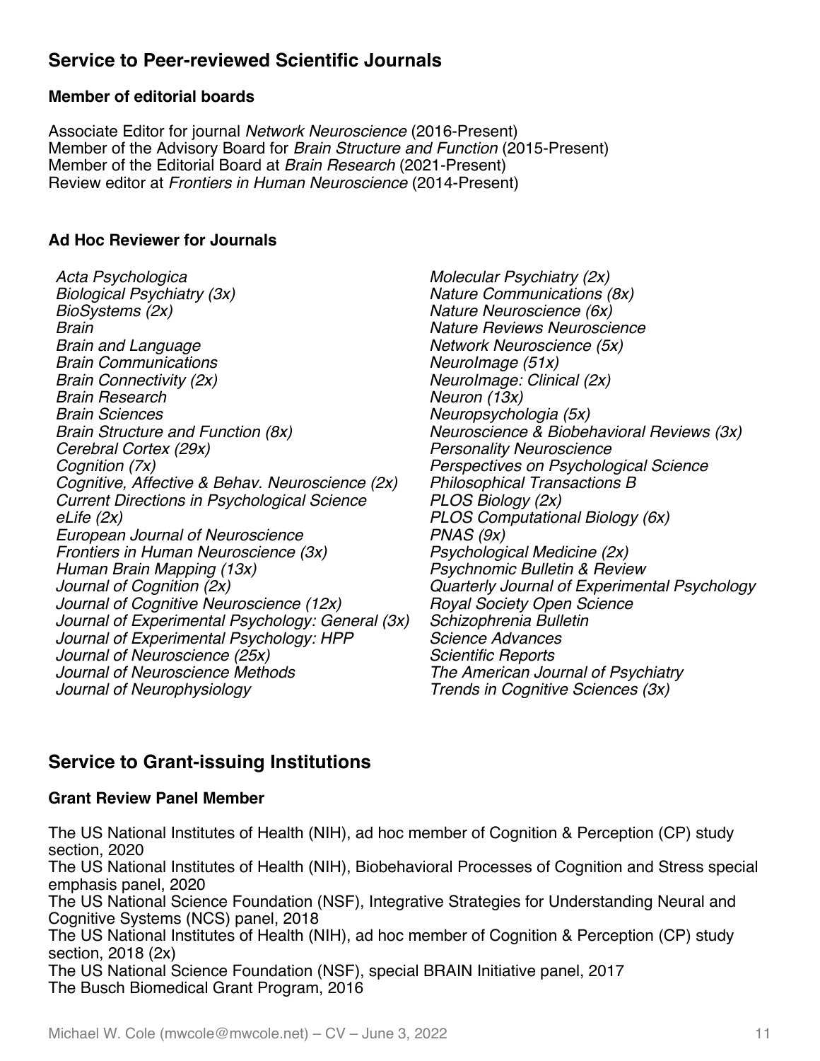## Service to Peer-reviewed Scientific Journals

### Member of editorial boards

Associate Editor for journal *Network Neuroscience* (2016-Present)
Member of the Advisory Board for *Brain Structure and Function* (2015-Present)
Member of the Editorial Board at *Brain Research* (2021-Present)
Review editor at *Frontiers in Human Neuroscience* (2014-Present)

### Ad Hoc Reviewer for Journals

*Acta Psychologica*
*Biological Psychiatry (3x)*
*BioSystems (2x)*
*Brain*
*Brain and Language*
*Brain Communications*
*Brain Connectivity (2x)*
*Brain Research*
*Brain Sciences*
*Brain Structure and Function (8x)*
*Cerebral Cortex (29x)*
*Cognition (7x)*
*Cognitive, Affective & Behav. Neuroscience (2x)*
*Current Directions in Psychological Science*
*eLife (2x)*
*European Journal of Neuroscience*
*Frontiers in Human Neuroscience (3x)*
*Human Brain Mapping (13x)*
*Journal of Cognition (2x)*
*Journal of Cognitive Neuroscience (12x)*
*Journal of Experimental Psychology: General (3x)*
*Journal of Experimental Psychology: HPP*
*Journal of Neuroscience (25x)*
*Journal of Neuroscience Methods*
*Journal of Neurophysiology*
*Molecular Psychiatry (2x)*
*Nature Communications (8x)*
*Nature Neuroscience (6x)*
*Nature Reviews Neuroscience*
*Network Neuroscience (5x)*
*NeuroImage (51x)*
*NeuroImage: Clinical (2x)*
*Neuron (13x)*
*Neuropsychologia (5x)*
*Neuroscience & Biobehavioral Reviews (3x)*
*Personality Neuroscience*
*Perspectives on Psychological Science*
*Philosophical Transactions B*
*PLOS Biology (2x)*
*PLOS Computational Biology (6x)*
*PNAS (9x)*
*Psychological Medicine (2x)*
*Psychnomic Bulletin & Review*
*Quarterly Journal of Experimental Psychology*
*Royal Society Open Science*
*Schizophrenia Bulletin*
*Science Advances*
*Scientific Reports*
*The American Journal of Psychiatry*
*Trends in Cognitive Sciences (3x)*

## Service to Grant-issuing Institutions

### Grant Review Panel Member

The US National Institutes of Health (NIH), ad hoc member of Cognition & Perception (CP) study section, 2020
The US National Institutes of Health (NIH), Biobehavioral Processes of Cognition and Stress special emphasis panel, 2020
The US National Science Foundation (NSF), Integrative Strategies for Understanding Neural and Cognitive Systems (NCS) panel, 2018
The US National Institutes of Health (NIH), ad hoc member of Cognition & Perception (CP) study section, 2018 (2x)
The US National Science Foundation (NSF), special BRAIN Initiative panel, 2017
The Busch Biomedical Grant Program, 2016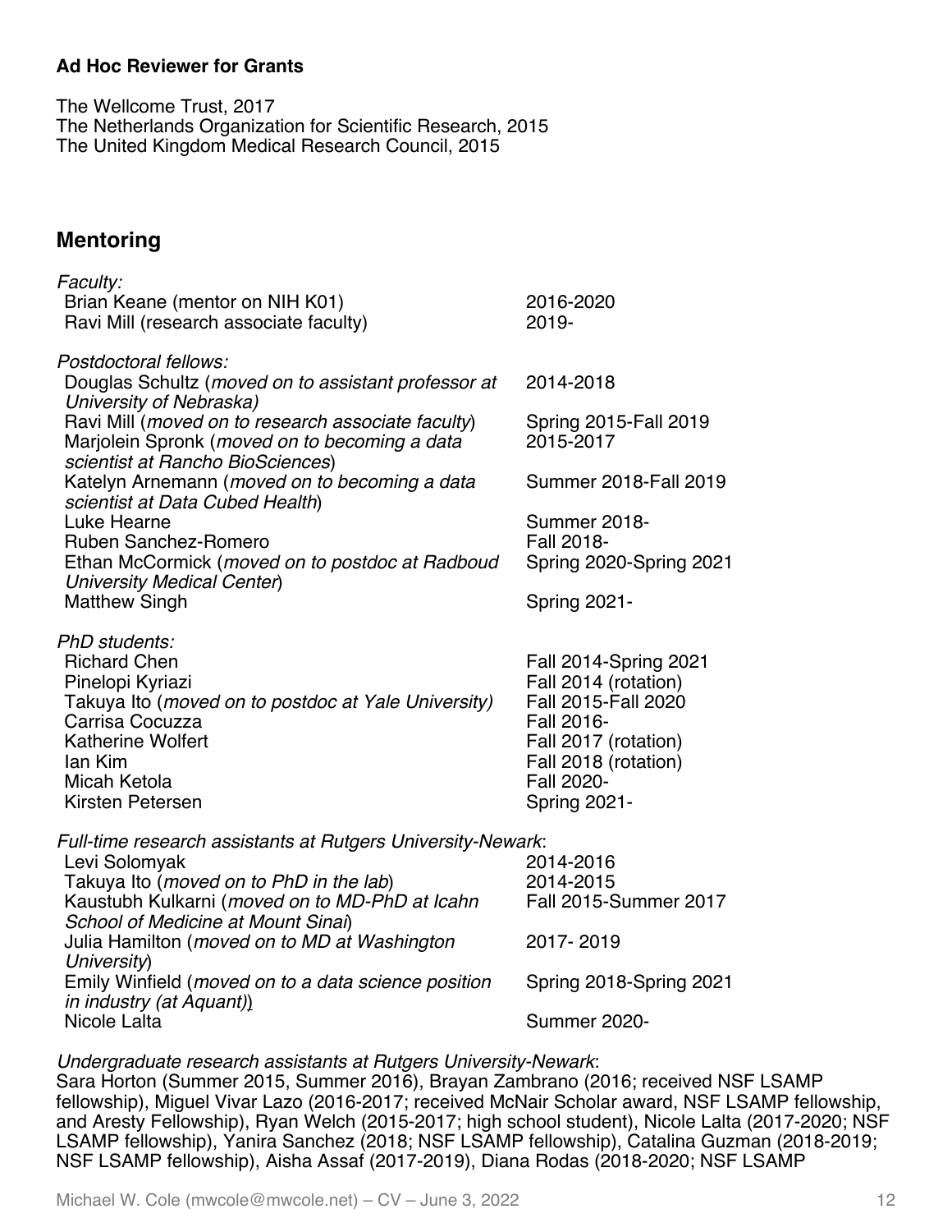**Ad Hoc Reviewer for Grants**

The Wellcome Trust, 2017
The Netherlands Organization for Scientific Research, 2015
The United Kingdom Medical Research Council, 2015

## Mentoring

*Faculty:*

| | |
|---|---|
| Brian Keane (mentor on NIH K01) | 2016-2020 |
| Ravi Mill (research associate faculty) | 2019- |

*Postdoctoral fellows:*

| | |
|---|---|
| Douglas Schultz (*moved on to assistant professor at University of Nebraska)* | 2014-2018 |
| Ravi Mill (*moved on to research associate faculty*) | Spring 2015-Fall 2019 |
| Marjolein Spronk (*moved on to becoming a data scientist at Rancho BioSciences*) | 2015-2017 |
| Katelyn Arnemann (*moved on to becoming a data scientist at Data Cubed Health*) | Summer 2018-Fall 2019 |
| Luke Hearne | Summer 2018- |
| Ruben Sanchez-Romero | Fall 2018- |
| Ethan McCormick (*moved on to postdoc at Radboud University Medical Center*) | Spring 2020-Spring 2021 |
| Matthew Singh | Spring 2021- |

*PhD students:*

| | |
|---|---|
| Richard Chen | Fall 2014-Spring 2021 |
| Pinelopi Kyriazi | Fall 2014 (rotation) |
| Takuya Ito (*moved on to postdoc at Yale University)* | Fall 2015-Fall 2020 |
| Carrisa Cocuzza | Fall 2016- |
| Katherine Wolfert | Fall 2017 (rotation) |
| Ian Kim | Fall 2018 (rotation) |
| Micah Ketola | Fall 2020- |
| Kirsten Petersen | Spring 2021- |

*Full-time research assistants at Rutgers University-Newark*:

| | |
|---|---|
| Levi Solomyak | 2014-2016 |
| Takuya Ito (*moved on to PhD in the lab*) | 2014-2015 |
| Kaustubh Kulkarni (*moved on to MD-PhD at Icahn School of Medicine at Mount Sinai*) | Fall 2015-Summer 2017 |
| Julia Hamilton (*moved on to MD at Washington University*) | 2017- 2019 |
| Emily Winfield (*moved on to a data science position in industry (at Aquant)*) | Spring 2018-Spring 2021 |
| Nicole Lalta | Summer 2020- |

*Undergraduate research assistants at Rutgers University-Newark*:
Sara Horton (Summer 2015, Summer 2016), Brayan Zambrano (2016; received NSF LSAMP fellowship), Miguel Vivar Lazo (2016-2017; received McNair Scholar award, NSF LSAMP fellowship, and Aresty Fellowship), Ryan Welch (2015-2017; high school student), Nicole Lalta (2017-2020; NSF LSAMP fellowship), Yanira Sanchez (2018; NSF LSAMP fellowship), Catalina Guzman (2018-2019; NSF LSAMP fellowship), Aisha Assaf (2017-2019), Diana Rodas (2018-2020; NSF LSAMP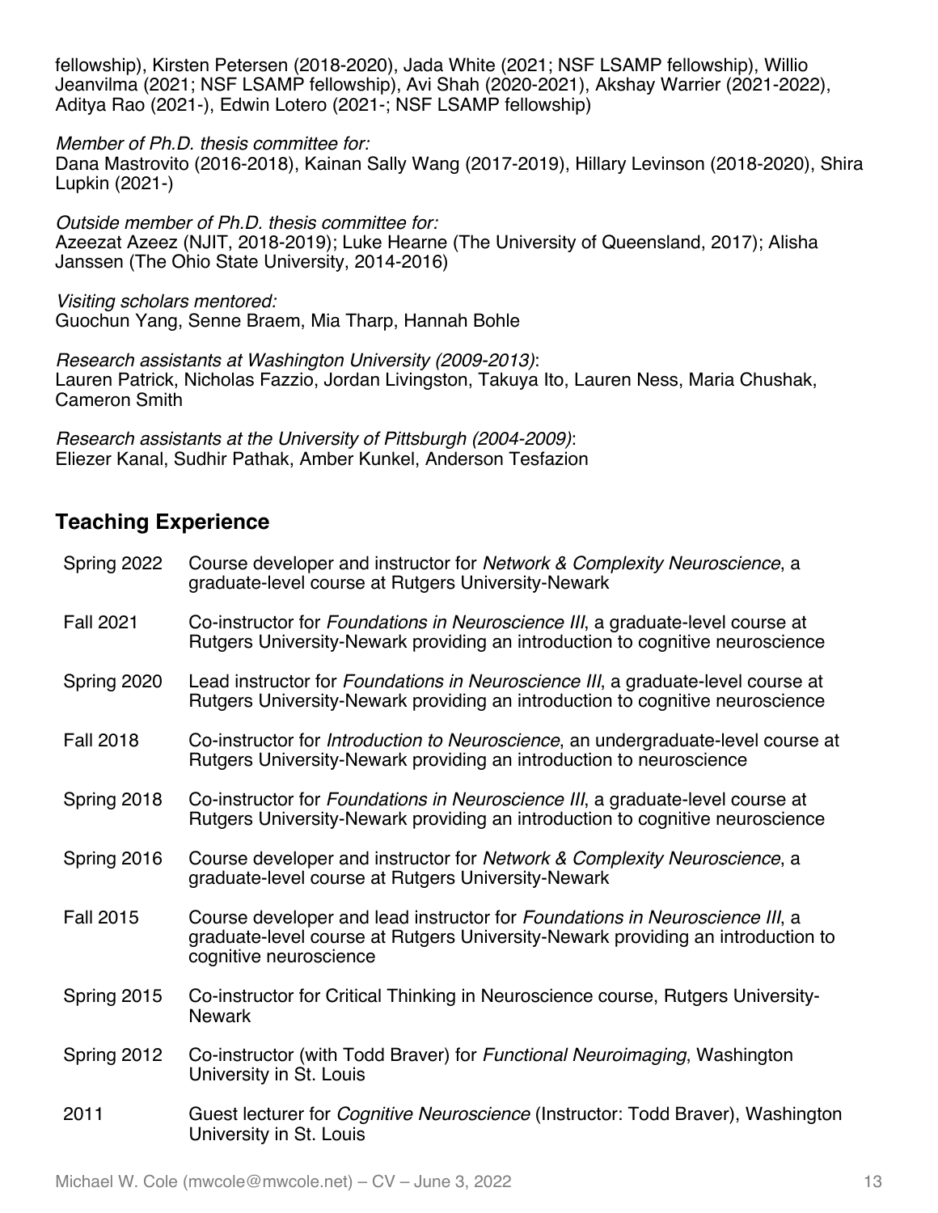fellowship), Kirsten Petersen (2018-2020), Jada White (2021; NSF LSAMP fellowship), Willio Jeanvilma (2021; NSF LSAMP fellowship), Avi Shah (2020-2021), Akshay Warrier (2021-2022), Aditya Rao (2021-), Edwin Lotero (2021-; NSF LSAMP fellowship)

*Member of Ph.D. thesis committee for:*
Dana Mastrovito (2016-2018), Kainan Sally Wang (2017-2019), Hillary Levinson (2018-2020), Shira Lupkin (2021-)

*Outside member of Ph.D. thesis committee for:*
Azeezat Azeez (NJIT, 2018-2019); Luke Hearne (The University of Queensland, 2017); Alisha Janssen (The Ohio State University, 2014-2016)

*Visiting scholars mentored:*
Guochun Yang, Senne Braem, Mia Tharp, Hannah Bohle

*Research assistants at Washington University (2009-2013)*:
Lauren Patrick, Nicholas Fazzio, Jordan Livingston, Takuya Ito, Lauren Ness, Maria Chushak, Cameron Smith

*Research assistants at the University of Pittsburgh (2004-2009)*:
Eliezer Kanal, Sudhir Pathak, Amber Kunkel, Anderson Tesfazion

## Teaching Experience

| | |
|---|---|
| Spring 2022 | Course developer and instructor for *Network & Complexity Neuroscience*, a graduate-level course at Rutgers University-Newark |
| Fall 2021 | Co-instructor for *Foundations in Neuroscience III*, a graduate-level course at Rutgers University-Newark providing an introduction to cognitive neuroscience |
| Spring 2020 | Lead instructor for *Foundations in Neuroscience III*, a graduate-level course at Rutgers University-Newark providing an introduction to cognitive neuroscience |
| Fall 2018 | Co-instructor for *Introduction to Neuroscience*, an undergraduate-level course at Rutgers University-Newark providing an introduction to neuroscience |
| Spring 2018 | Co-instructor for *Foundations in Neuroscience III*, a graduate-level course at Rutgers University-Newark providing an introduction to cognitive neuroscience |
| Spring 2016 | Course developer and instructor for *Network & Complexity Neuroscience*, a graduate-level course at Rutgers University-Newark |
| Fall 2015 | Course developer and lead instructor for *Foundations in Neuroscience III*, a graduate-level course at Rutgers University-Newark providing an introduction to cognitive neuroscience |
| Spring 2015 | Co-instructor for Critical Thinking in Neuroscience course, Rutgers University-Newark |
| Spring 2012 | Co-instructor (with Todd Braver) for *Functional Neuroimaging*, Washington University in St. Louis |
| 2011 | Guest lecturer for *Cognitive Neuroscience* (Instructor: Todd Braver), Washington University in St. Louis |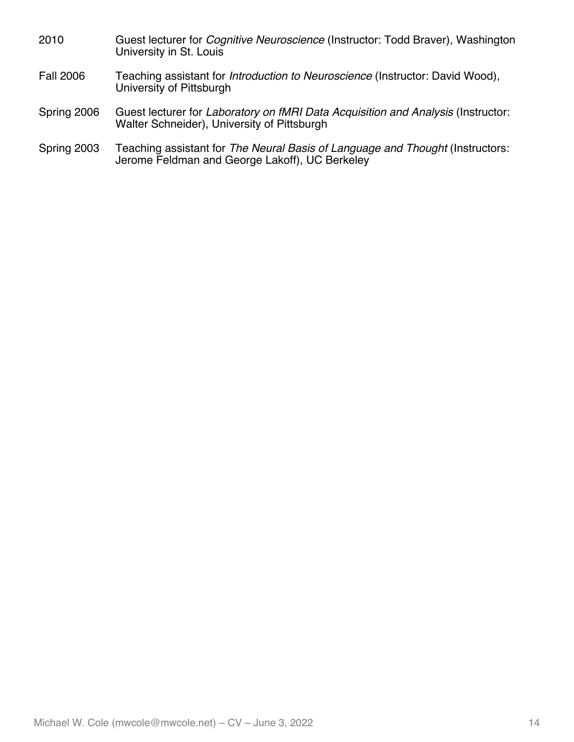2010 Guest lecturer for *Cognitive Neuroscience* (Instructor: Todd Braver), Washington University in St. Louis

Fall 2006 Teaching assistant for *Introduction to Neuroscience* (Instructor: David Wood), University of Pittsburgh

Spring 2006 Guest lecturer for *Laboratory on fMRI Data Acquisition and Analysis* (Instructor: Walter Schneider), University of Pittsburgh

Spring 2003 Teaching assistant for *The Neural Basis of Language and Thought* (Instructors: Jerome Feldman and George Lakoff), UC Berkeley